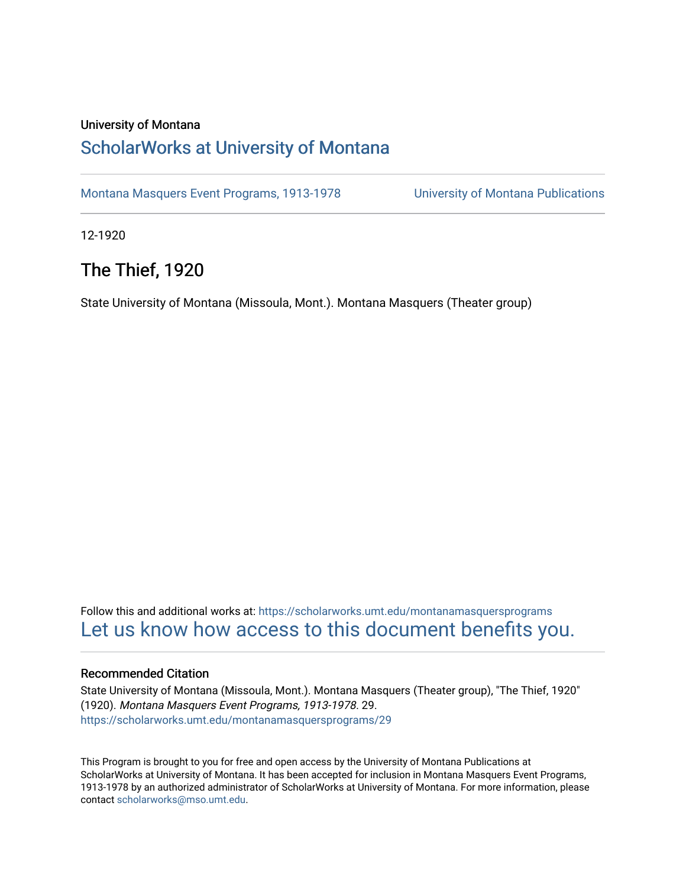University of Montana

# ScholarWorks at University of Montana

Montana Masquers Event Programs, 1913-1978 | University of Montana Publications

12-1920

## The Thief, 1920

State University of Montana (Missoula, Mont.). Montana Masquers (Theater group)

Follow this and additional works at: https://scholarworks.umt.edu/montanamasquersprograms

Let us know how access to this document benefits you.

### Recommended Citation

State University of Montana (Missoula, Mont.). Montana Masquers (Theater group), "The Thief, 1920" (1920). *Montana Masquers Event Programs, 1913-1978*. 29.
https://scholarworks.umt.edu/montanamasquersprograms/29

This Program is brought to you for free and open access by the University of Montana Publications at ScholarWorks at University of Montana. It has been accepted for inclusion in Montana Masquers Event Programs, 1913-1978 by an authorized administrator of ScholarWorks at University of Montana. For more information, please contact scholarworks@mso.umt.edu.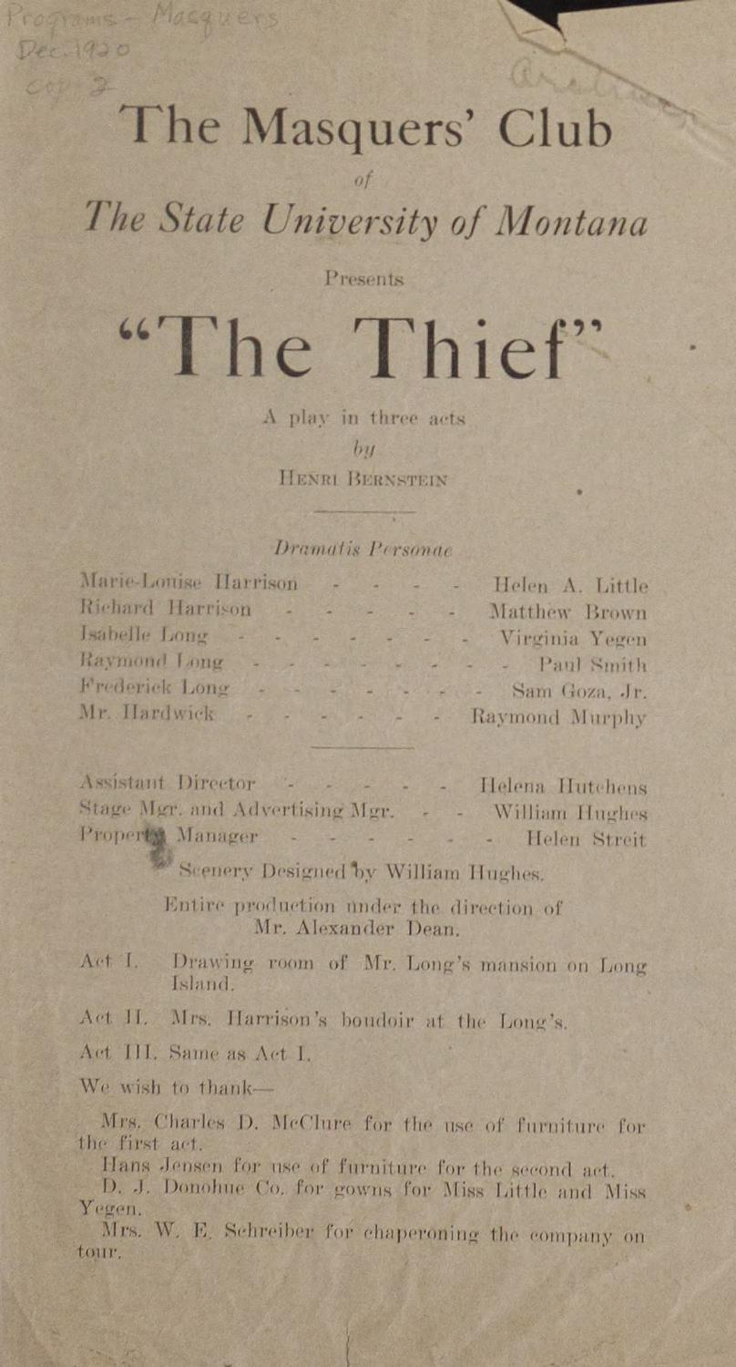Programs - Masquers
Dec. 1920
cop. 2

# The Masquers' Club

*of*

## *The State University of Montana*

Presents

# "The Thief"

A play in three acts

*by*

HENRI BERNSTEIN

*Dramatis Personae*

| | |
|---|---|
| Marie-Louise Harrison | Helen A. Little |
| Richard Harrison | Matthew Brown |
| Isabelle Long | Virginia Yegen |
| Raymond Long | Paul Smith |
| Frederick Long | Sam Goza, Jr. |
| Mr. Hardwick | Raymond Murphy |

| | |
|---|---|
| Assistant Director | Helena Hutchens |
| Stage Mgr. and Advertising Mgr. | William Hughes |
| Property Manager | Helen Streit |

Scenery Designed by William Hughes.

Entire production under the direction of Mr. Alexander Dean.

Act I. Drawing room of Mr. Long's mansion on Long Island.

Act II. Mrs. Harrison's boudoir at the Long's.

Act III. Same as Act I.

We wish to thank—

Mrs. Charles D. McClure for the use of furniture for the first act.

Hans Jensen for use of furniture for the second act.

D. J. Donohue Co. for gowns for Miss Little and Miss Yegen.

Mrs. W. E. Schreiber for chaperoning the company on tour.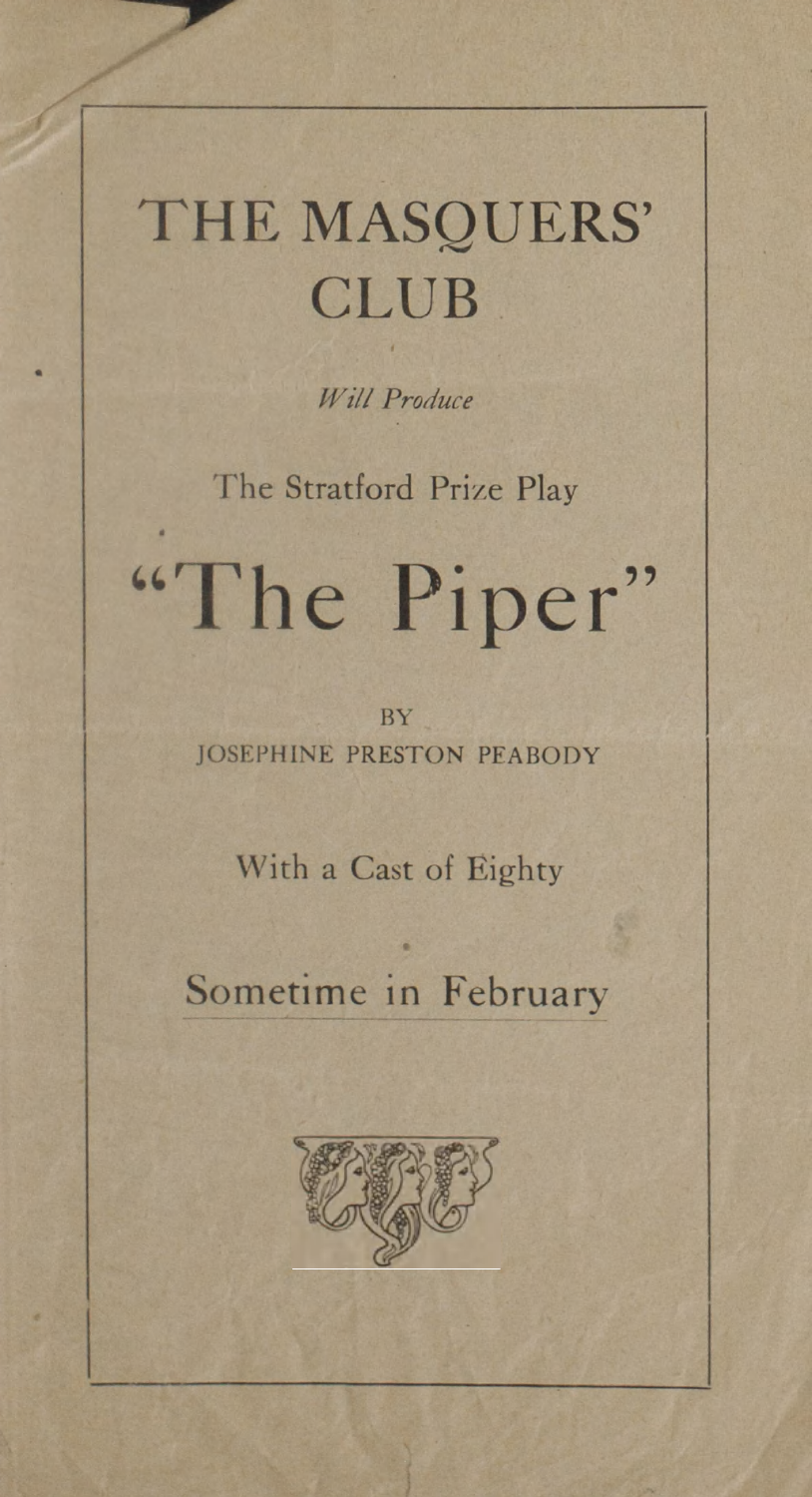# THE MASQUERS' CLUB

*Will Produce*

The Stratford Prize Play

# "The Piper"

BY
JOSEPHINE PRESTON PEABODY

With a Cast of Eighty

Sometime in February